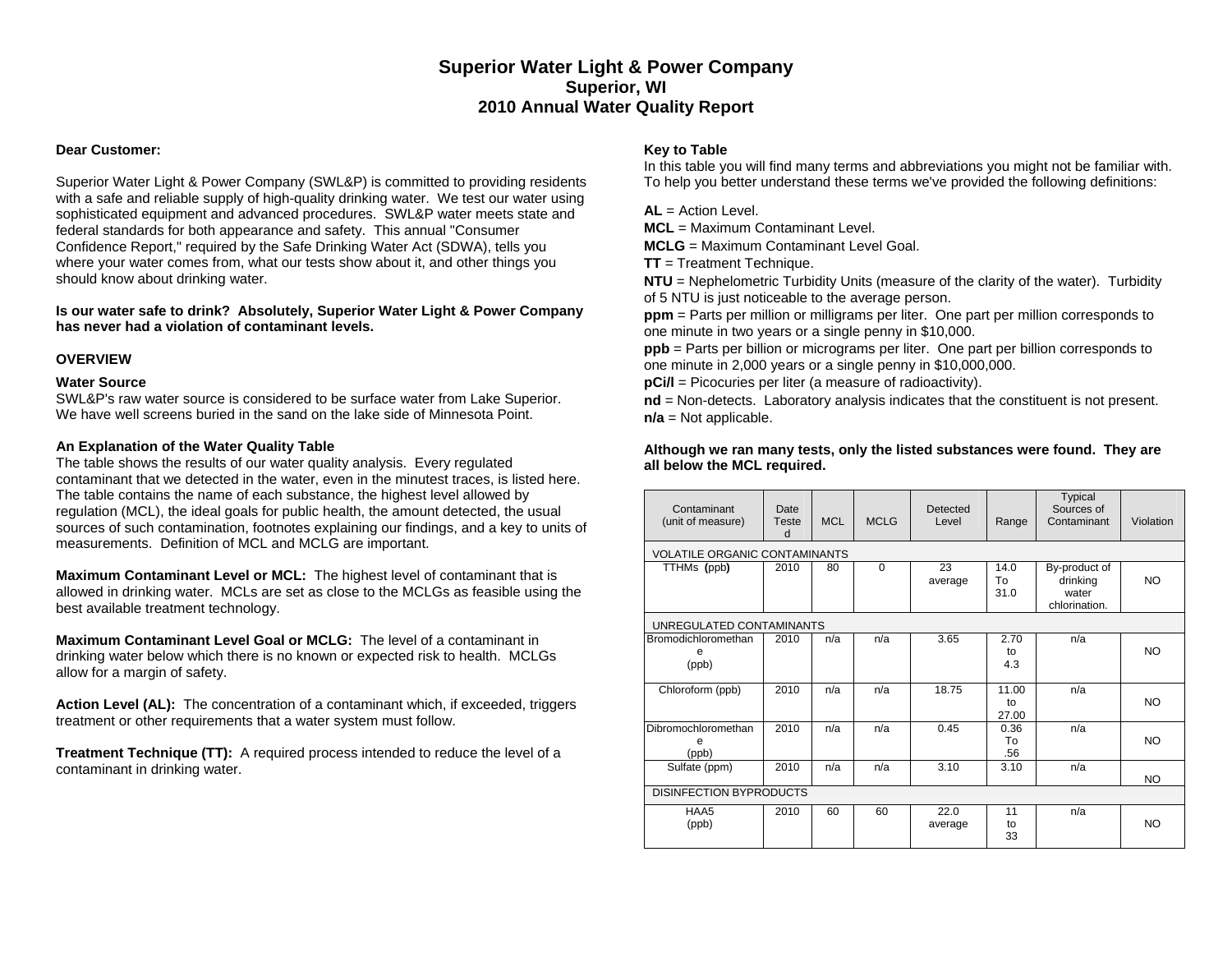# Superior Water Light & Power Company
## Superior, WI
## 2010 Annual Water Quality Report

**Dear Customer:**

Superior Water Light & Power Company (SWL&P) is committed to providing residents with a safe and reliable supply of high-quality drinking water. We test our water using sophisticated equipment and advanced procedures. SWL&P water meets state and federal standards for both appearance and safety. This annual "Consumer Confidence Report," required by the Safe Drinking Water Act (SDWA), tells you where your water comes from, what our tests show about it, and other things you should know about drinking water.

**Is our water safe to drink? Absolutely, Superior Water Light & Power Company has never had a violation of contaminant levels.**

**OVERVIEW**

**Water Source**

SWL&P's raw water source is considered to be surface water from Lake Superior. We have well screens buried in the sand on the lake side of Minnesota Point.

**An Explanation of the Water Quality Table**

The table shows the results of our water quality analysis. Every regulated contaminant that we detected in the water, even in the minutest traces, is listed here. The table contains the name of each substance, the highest level allowed by regulation (MCL), the ideal goals for public health, the amount detected, the usual sources of such contamination, footnotes explaining our findings, and a key to units of measurements. Definition of MCL and MCLG are important.

**Maximum Contaminant Level or MCL:** The highest level of contaminant that is allowed in drinking water. MCLs are set as close to the MCLGs as feasible using the best available treatment technology.

**Maximum Contaminant Level Goal or MCLG:** The level of a contaminant in drinking water below which there is no known or expected risk to health. MCLGs allow for a margin of safety.

**Action Level (AL):** The concentration of a contaminant which, if exceeded, triggers treatment or other requirements that a water system must follow.

**Treatment Technique (TT):** A required process intended to reduce the level of a contaminant in drinking water.

**Key to Table**

In this table you will find many terms and abbreviations you might not be familiar with. To help you better understand these terms we've provided the following definitions:

**AL** = Action Level.
**MCL** = Maximum Contaminant Level.
**MCLG** = Maximum Contaminant Level Goal.
**TT** = Treatment Technique.
**NTU** = Nephelometric Turbidity Units (measure of the clarity of the water). Turbidity of 5 NTU is just noticeable to the average person.
**ppm** = Parts per million or milligrams per liter. One part per million corresponds to one minute in two years or a single penny in $10,000.
**ppb** = Parts per billion or micrograms per liter. One part per billion corresponds to one minute in 2,000 years or a single penny in $10,000,000.
**pCi/l** = Picocuries per liter (a measure of radioactivity).
**nd** = Non-detects. Laboratory analysis indicates that the constituent is not present.
**n/a** = Not applicable.

**Although we ran many tests, only the listed substances were found. They are all below the MCL required.**

| Contaminant (unit of measure) | Date Tested | MCL | MCLG | Detected Level | Range | Typical Sources of Contaminant | Violation |
|---|---|---|---|---|---|---|---|
| VOLATILE ORGANIC CONTAMINANTS | | | | | | | |
| TTHMs **(**ppb**)** | 2010 | 80 | 0 | 23 average | 14.0 To 31.0 | By-product of drinking water chlorination. | NO |
| UNREGULATED CONTAMINANTS | | | | | | | |
| Bromodichloromethane (ppb) | 2010 | n/a | n/a | 3.65 | 2.70 to 4.3 | n/a | NO |
| Chloroform (ppb) | 2010 | n/a | n/a | 18.75 | 11.00 to 27.00 | n/a | NO |
| Dibromochloromethane (ppb) | 2010 | n/a | n/a | 0.45 | 0.36 To .56 | n/a | NO |
| Sulfate (ppm) | 2010 | n/a | n/a | 3.10 | 3.10 | n/a | NO |
| DISINFECTION BYPRODUCTS | | | | | | | |
| HAA5 (ppb) | 2010 | 60 | 60 | 22.0 average | 11 to 33 | n/a | NO |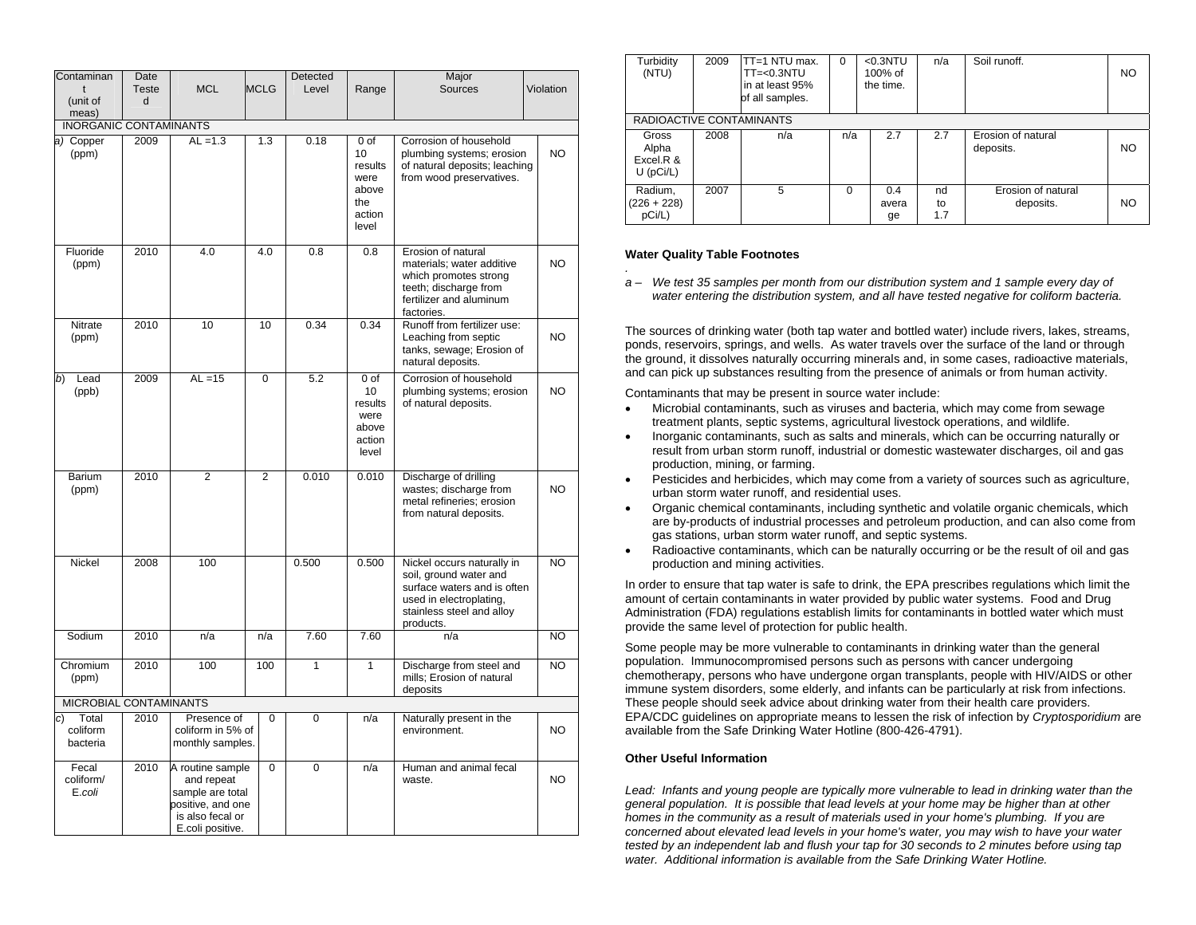| Contaminant (unit of meas) | Date Tested | MCL | MCLG | Detected Level | Range | Major Sources | Violation |
|---|---|---|---|---|---|---|---|
| INORGANIC CONTAMINANTS | | | | | | | |
| *a)* Copper (ppm) | 2009 | AL =1.3 | 1.3 | 0.18 | 0 of 10 results were above the action level | Corrosion of household plumbing systems; erosion of natural deposits; leaching from wood preservatives. | NO |
| Fluoride (ppm) | 2010 | 4.0 | 4.0 | 0.8 | 0.8 | Erosion of natural materials; water additive which promotes strong teeth; discharge from fertilizer and aluminum factories. | NO |
| Nitrate (ppm) | 2010 | 10 | 10 | 0.34 | 0.34 | Runoff from fertilizer use: Leaching from septic tanks, sewage; Erosion of natural deposits. | NO |
| *b)* Lead (ppb) | 2009 | AL =15 | 0 | 5.2 | 0 of 10 results were above action level | Corrosion of household plumbing systems; erosion of natural deposits. | NO |
| Barium (ppm) | 2010 | 2 | 2 | 0.010 | 0.010 | Discharge of drilling wastes; discharge from metal refineries; erosion from natural deposits. | NO |
| Nickel | 2008 | 100 | | 0.500 | 0.500 | Nickel occurs naturally in soil, ground water and surface waters and is often used in electroplating, stainless steel and alloy products. | NO |
| Sodium | 2010 | n/a | n/a | 7.60 | 7.60 | n/a | NO |
| Chromium (ppm) | 2010 | 100 | 100 | 1 | 1 | Discharge from steel and mills; Erosion of natural deposits | NO |
| MICROBIAL CONTAMINANTS | | | | | | | |
| *c)* Total coliform bacteria | 2010 | Presence of coliform in 5% of monthly samples. | 0 | 0 | n/a | Naturally present in the environment. | NO |
| Fecal coliform/ E.*coli* | 2010 | A routine sample and repeat sample are total positive, and one is also fecal or E.coli positive. | 0 | 0 | n/a | Human and animal fecal waste. | NO |
| Turbidity (NTU) | 2009 | TT=1 NTU max. TT=<0.3NTU in at least 95% of all samples. | 0 | <0.3NTU 100% of the time. | n/a | Soil runoff. | NO |
| RADIOACTIVE CONTAMINANTS | | | | | | | |
| Gross Alpha Excel.R & U (pCi/L) | 2008 | n/a | n/a | 2.7 | 2.7 | Erosion of natural deposits. | NO |
| Radium, (226 + 228) pCi/L) | 2007 | 5 | 0 | 0.4 average | nd to 1.7 | Erosion of natural deposits. | NO |

**Water Quality Table Footnotes**

*a – We test 35 samples per month from our distribution system and 1 sample every day of water entering the distribution system, and all have tested negative for coliform bacteria.*

The sources of drinking water (both tap water and bottled water) include rivers, lakes, streams, ponds, reservoirs, springs, and wells. As water travels over the surface of the land or through the ground, it dissolves naturally occurring minerals and, in some cases, radioactive materials, and can pick up substances resulting from the presence of animals or from human activity.

Contaminants that may be present in source water include:

- Microbial contaminants, such as viruses and bacteria, which may come from sewage treatment plants, septic systems, agricultural livestock operations, and wildlife.
- Inorganic contaminants, such as salts and minerals, which can be occurring naturally or result from urban storm runoff, industrial or domestic wastewater discharges, oil and gas production, mining, or farming.
- Pesticides and herbicides, which may come from a variety of sources such as agriculture, urban storm water runoff, and residential uses.
- Organic chemical contaminants, including synthetic and volatile organic chemicals, which are by-products of industrial processes and petroleum production, and can also come from gas stations, urban storm water runoff, and septic systems.
- Radioactive contaminants, which can be naturally occurring or be the result of oil and gas production and mining activities.

In order to ensure that tap water is safe to drink, the EPA prescribes regulations which limit the amount of certain contaminants in water provided by public water systems. Food and Drug Administration (FDA) regulations establish limits for contaminants in bottled water which must provide the same level of protection for public health.

Some people may be more vulnerable to contaminants in drinking water than the general population. Immunocompromised persons such as persons with cancer undergoing chemotherapy, persons who have undergone organ transplants, people with HIV/AIDS or other immune system disorders, some elderly, and infants can be particularly at risk from infections. These people should seek advice about drinking water from their health care providers. EPA/CDC guidelines on appropriate means to lessen the risk of infection by *Cryptosporidium* are available from the Safe Drinking Water Hotline (800-426-4791).

**Other Useful Information**

*Lead: Infants and young people are typically more vulnerable to lead in drinking water than the general population. It is possible that lead levels at your home may be higher than at other homes in the community as a result of materials used in your home's plumbing. If you are concerned about elevated lead levels in your home's water, you may wish to have your water tested by an independent lab and flush your tap for 30 seconds to 2 minutes before using tap water. Additional information is available from the Safe Drinking Water Hotline.*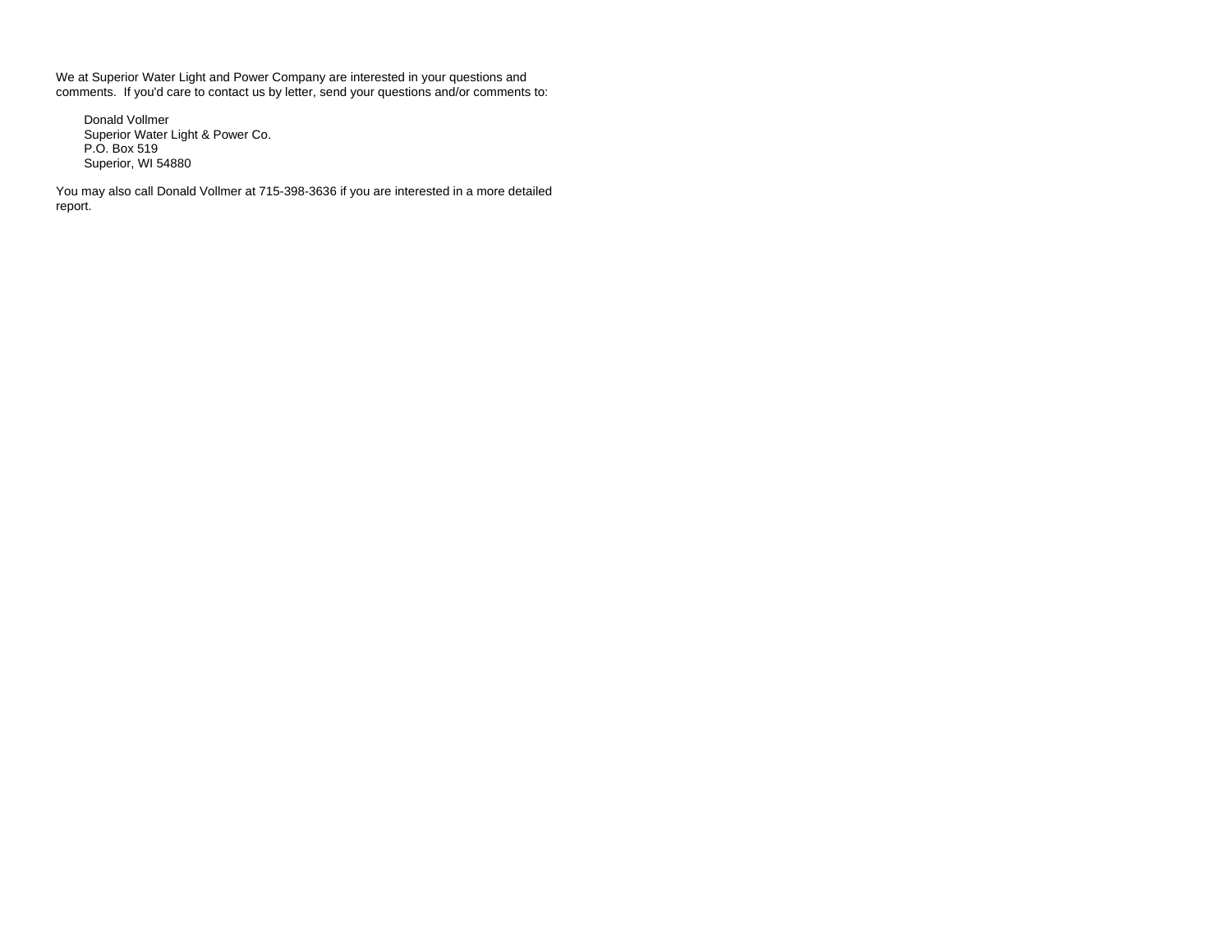We at Superior Water Light and Power Company are interested in your questions and comments. If you'd care to contact us by letter, send your questions and/or comments to:

Donald Vollmer
Superior Water Light & Power Co.
P.O. Box 519
Superior, WI 54880

You may also call Donald Vollmer at 715-398-3636 if you are interested in a more detailed report.